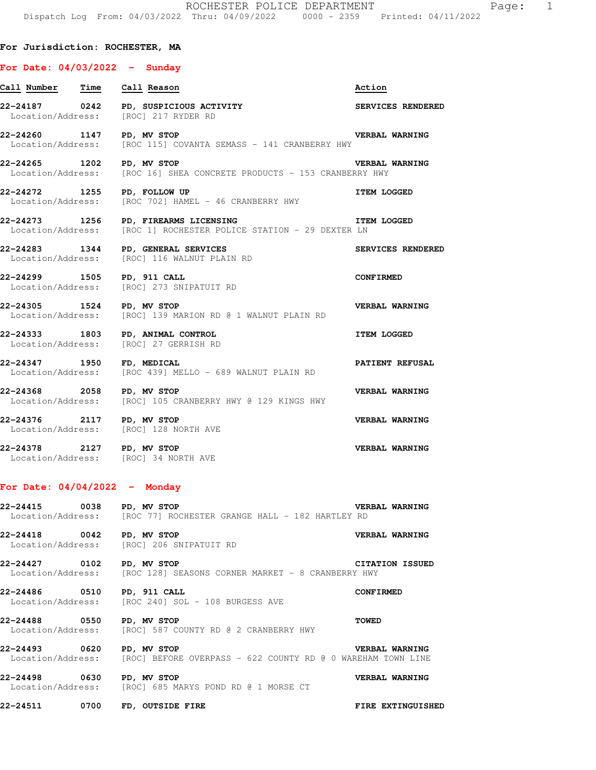ROCHESTER POLICE DEPARTMENT

Dispatch Log From: 04/03/2022 Thru: 04/09/2022 0000 - 2359 Printed: 04/11/2022

**For Jurisdiction: ROCHESTER, MA**

## For Date: 04/03/2022 - Sunday

| Call Number | Time | Call Reason | Action |
|---|---|---|---|
| **22-24187** | **0242** | **PD, SUSPICIOUS ACTIVITY** | **SERVICES RENDERED** |
| Location/Address: | | [ROC] 217 RYDER RD | |
| **22-24260** | **1147** | **PD, MV STOP** | **VERBAL WARNING** |
| Location/Address: | | [ROC 115] COVANTA SEMASS - 141 CRANBERRY HWY | |
| **22-24265** | **1202** | **PD, MV STOP** | **VERBAL WARNING** |
| Location/Address: | | [ROC 16] SHEA CONCRETE PRODUCTS - 153 CRANBERRY HWY | |
| **22-24272** | **1255** | **PD, FOLLOW UP** | **ITEM LOGGED** |
| Location/Address: | | [ROC 702] HAMEL - 46 CRANBERRY HWY | |
| **22-24273** | **1256** | **PD, FIREARMS LICENSING** | **ITEM LOGGED** |
| Location/Address: | | [ROC 1] ROCHESTER POLICE STATION - 29 DEXTER LN | |
| **22-24283** | **1344** | **PD, GENERAL SERVICES** | **SERVICES RENDERED** |
| Location/Address: | | [ROC] 116 WALNUT PLAIN RD | |
| **22-24299** | **1505** | **PD, 911 CALL** | **CONFIRMED** |
| Location/Address: | | [ROC] 273 SNIPATUIT RD | |
| **22-24305** | **1524** | **PD, MV STOP** | **VERBAL WARNING** |
| Location/Address: | | [ROC] 139 MARION RD @ 1 WALNUT PLAIN RD | |
| **22-24333** | **1803** | **PD, ANIMAL CONTROL** | **ITEM LOGGED** |
| Location/Address: | | [ROC] 27 GERRISH RD | |
| **22-24347** | **1950** | **FD, MEDICAL** | **PATIENT REFUSAL** |
| Location/Address: | | [ROC 439] MELLO - 689 WALNUT PLAIN RD | |
| **22-24368** | **2058** | **PD, MV STOP** | **VERBAL WARNING** |
| Location/Address: | | [ROC] 105 CRANBERRY HWY @ 129 KINGS HWY | |
| **22-24376** | **2117** | **PD, MV STOP** | **VERBAL WARNING** |
| Location/Address: | | [ROC] 128 NORTH AVE | |
| **22-24378** | **2127** | **PD, MV STOP** | **VERBAL WARNING** |
| Location/Address: | | [ROC] 34 NORTH AVE | |

## For Date: 04/04/2022 - Monday

| Call Number | Time | Call Reason | Action |
|---|---|---|---|
| **22-24415** | **0038** | **PD, MV STOP** | **VERBAL WARNING** |
| Location/Address: | | [ROC 77] ROCHESTER GRANGE HALL - 182 HARTLEY RD | |
| **22-24418** | **0042** | **PD, MV STOP** | **VERBAL WARNING** |
| Location/Address: | | [ROC] 206 SNIPATUIT RD | |
| **22-24427** | **0102** | **PD, MV STOP** | **CITATION ISSUED** |
| Location/Address: | | [ROC 128] SEASONS CORNER MARKET - 8 CRANBERRY HWY | |
| **22-24486** | **0510** | **PD, 911 CALL** | **CONFIRMED** |
| Location/Address: | | [ROC 240] SOL - 108 BURGESS AVE | |
| **22-24488** | **0550** | **PD, MV STOP** | **TOWED** |
| Location/Address: | | [ROC] 587 COUNTY RD @ 2 CRANBERRY HWY | |
| **22-24493** | **0620** | **PD, MV STOP** | **VERBAL WARNING** |
| Location/Address: | | [ROC] BEFORE OVERPASS - 622 COUNTY RD @ 0 WAREHAM TOWN LINE | |
| **22-24498** | **0630** | **PD, MV STOP** | **VERBAL WARNING** |
| Location/Address: | | [ROC] 685 MARYS POND RD @ 1 MORSE CT | |
| **22-24511** | **0700** | **FD, OUTSIDE FIRE** | **FIRE EXTINGUISHED** |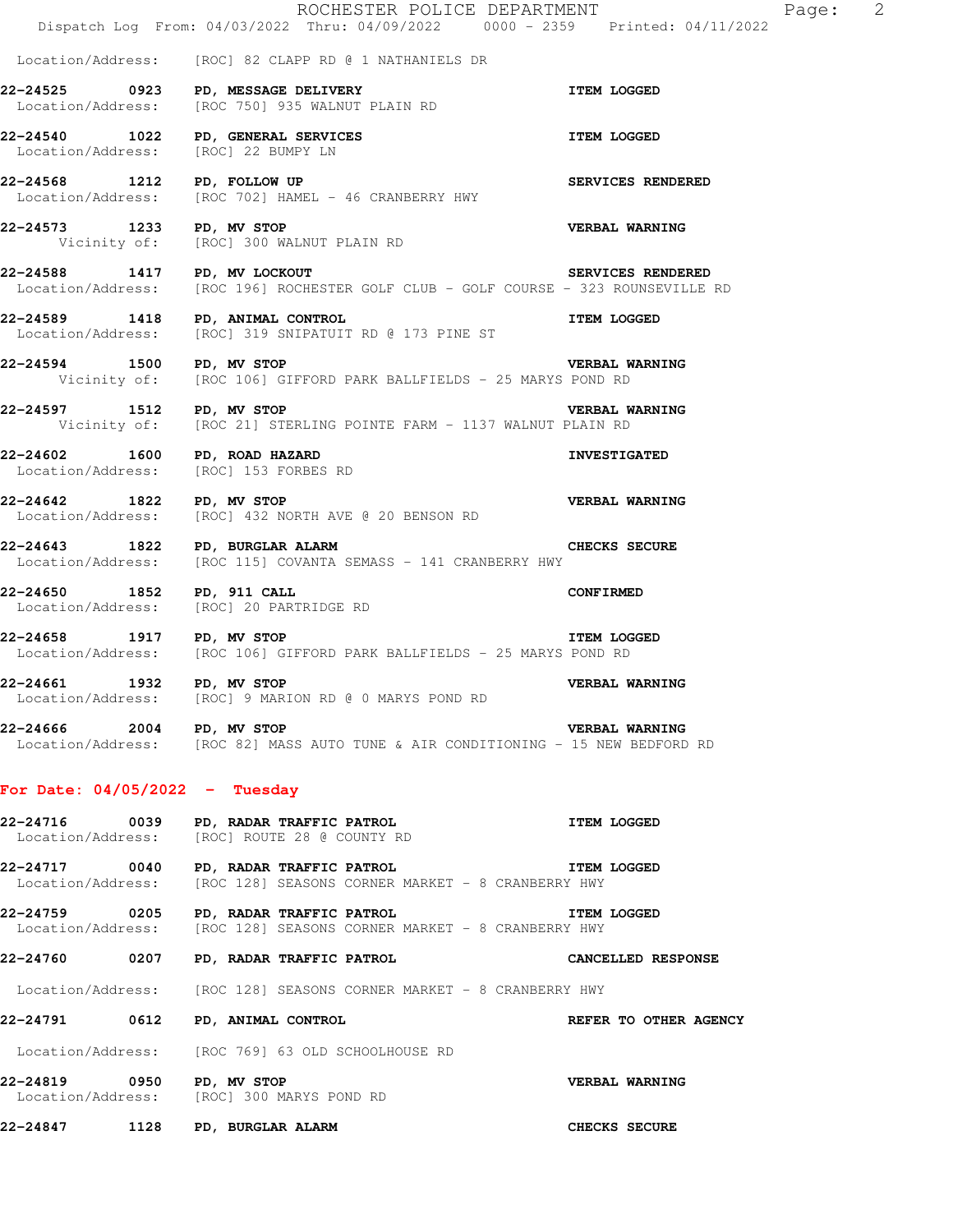Location/Address: [ROC] 82 CLAPP RD @ 1 NATHANIELS DR

**22-24525 0923 PD, MESSAGE DELIVERY** **ITEM LOGGED**
Location/Address: [ROC 750] 935 WALNUT PLAIN RD

**22-24540 1022 PD, GENERAL SERVICES** **ITEM LOGGED**
Location/Address: [ROC] 22 BUMPY LN

**22-24568 1212 PD, FOLLOW UP** **SERVICES RENDERED**
Location/Address: [ROC 702] HAMEL - 46 CRANBERRY HWY

**22-24573 1233 PD, MV STOP** **VERBAL WARNING**
Vicinity of: [ROC] 300 WALNUT PLAIN RD

**22-24588 1417 PD, MV LOCKOUT** **SERVICES RENDERED**
Location/Address: [ROC 196] ROCHESTER GOLF CLUB - GOLF COURSE - 323 ROUNSEVILLE RD

**22-24589 1418 PD, ANIMAL CONTROL** **ITEM LOGGED**
Location/Address: [ROC] 319 SNIPATUIT RD @ 173 PINE ST

**22-24594 1500 PD, MV STOP** **VERBAL WARNING**
Vicinity of: [ROC 106] GIFFORD PARK BALLFIELDS - 25 MARYS POND RD

**22-24597 1512 PD, MV STOP** **VERBAL WARNING**
Vicinity of: [ROC 21] STERLING POINTE FARM - 1137 WALNUT PLAIN RD

**22-24602 1600 PD, ROAD HAZARD** **INVESTIGATED**
Location/Address: [ROC] 153 FORBES RD

**22-24642 1822 PD, MV STOP** **VERBAL WARNING**
Location/Address: [ROC] 432 NORTH AVE @ 20 BENSON RD

**22-24643 1822 PD, BURGLAR ALARM** **CHECKS SECURE**
Location/Address: [ROC 115] COVANTA SEMASS - 141 CRANBERRY HWY

**22-24650 1852 PD, 911 CALL** **CONFIRMED**
Location/Address: [ROC] 20 PARTRIDGE RD

**22-24658 1917 PD, MV STOP** **ITEM LOGGED**
Location/Address: [ROC 106] GIFFORD PARK BALLFIELDS - 25 MARYS POND RD

**22-24661 1932 PD, MV STOP** **VERBAL WARNING**
Location/Address: [ROC] 9 MARION RD @ 0 MARYS POND RD

**22-24666 2004 PD, MV STOP** **VERBAL WARNING**
Location/Address: [ROC 82] MASS AUTO TUNE & AIR CONDITIONING - 15 NEW BEDFORD RD

## For Date: 04/05/2022 - Tuesday

**22-24716 0039 PD, RADAR TRAFFIC PATROL** **ITEM LOGGED**
Location/Address: [ROC] ROUTE 28 @ COUNTY RD

**22-24717 0040 PD, RADAR TRAFFIC PATROL** **ITEM LOGGED**
Location/Address: [ROC 128] SEASONS CORNER MARKET - 8 CRANBERRY HWY

**22-24759 0205 PD, RADAR TRAFFIC PATROL** **ITEM LOGGED**
Location/Address: [ROC 128] SEASONS CORNER MARKET - 8 CRANBERRY HWY

**22-24760 0207 PD, RADAR TRAFFIC PATROL** **CANCELLED RESPONSE**
Location/Address: [ROC 128] SEASONS CORNER MARKET - 8 CRANBERRY HWY

**22-24791 0612 PD, ANIMAL CONTROL** **REFER TO OTHER AGENCY**
Location/Address: [ROC 769] 63 OLD SCHOOLHOUSE RD

**22-24819 0950 PD, MV STOP** **VERBAL WARNING**
Location/Address: [ROC] 300 MARYS POND RD

**22-24847 1128 PD, BURGLAR ALARM** **CHECKS SECURE**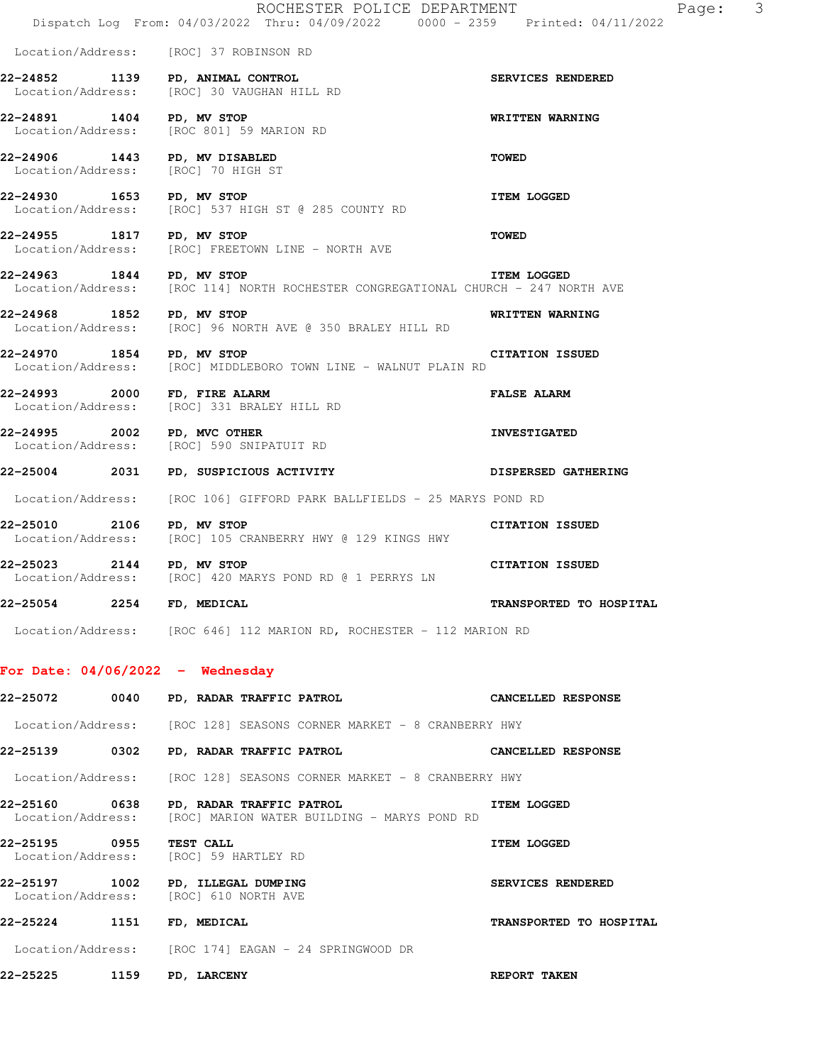Location/Address: [ROC] 37 ROBINSON RD

**22-24852 1139 PD, ANIMAL CONTROL** **SERVICES RENDERED**
Location/Address: [ROC] 30 VAUGHAN HILL RD

**22-24891 1404 PD, MV STOP** **WRITTEN WARNING**
Location/Address: [ROC 801] 59 MARION RD

**22-24906 1443 PD, MV DISABLED** **TOWED**
Location/Address: [ROC] 70 HIGH ST

**22-24930 1653 PD, MV STOP** **ITEM LOGGED**
Location/Address: [ROC] 537 HIGH ST @ 285 COUNTY RD

**22-24955 1817 PD, MV STOP** **TOWED**
Location/Address: [ROC] FREETOWN LINE - NORTH AVE

**22-24963 1844 PD, MV STOP** **ITEM LOGGED**
Location/Address: [ROC 114] NORTH ROCHESTER CONGREGATIONAL CHURCH - 247 NORTH AVE

**22-24968 1852 PD, MV STOP** **WRITTEN WARNING**
Location/Address: [ROC] 96 NORTH AVE @ 350 BRALEY HILL RD

**22-24970 1854 PD, MV STOP** **CITATION ISSUED**
Location/Address: [ROC] MIDDLEBORO TOWN LINE - WALNUT PLAIN RD

**22-24993 2000 FD, FIRE ALARM** **FALSE ALARM**
Location/Address: [ROC] 331 BRALEY HILL RD

**22-24995 2002 PD, MVC OTHER** **INVESTIGATED**
Location/Address: [ROC] 590 SNIPATUIT RD

**22-25004 2031 PD, SUSPICIOUS ACTIVITY** **DISPERSED GATHERING**
Location/Address: [ROC 106] GIFFORD PARK BALLFIELDS - 25 MARYS POND RD

**22-25010 2106 PD, MV STOP** **CITATION ISSUED**
Location/Address: [ROC] 105 CRANBERRY HWY @ 129 KINGS HWY

**22-25023 2144 PD, MV STOP** **CITATION ISSUED**
Location/Address: [ROC] 420 MARYS POND RD @ 1 PERRYS LN

**22-25054 2254 FD, MEDICAL** **TRANSPORTED TO HOSPITAL**
Location/Address: [ROC 646] 112 MARION RD, ROCHESTER - 112 MARION RD

## For Date: 04/06/2022 - Wednesday

**22-25072 0040 PD, RADAR TRAFFIC PATROL** **CANCELLED RESPONSE**
Location/Address: [ROC 128] SEASONS CORNER MARKET - 8 CRANBERRY HWY

**22-25139 0302 PD, RADAR TRAFFIC PATROL** **CANCELLED RESPONSE**
Location/Address: [ROC 128] SEASONS CORNER MARKET - 8 CRANBERRY HWY

**22-25160 0638 PD, RADAR TRAFFIC PATROL** **ITEM LOGGED**
Location/Address: [ROC] MARION WATER BUILDING - MARYS POND RD

**22-25195 0955 TEST CALL** **ITEM LOGGED**
Location/Address: [ROC] 59 HARTLEY RD

**22-25197 1002 PD, ILLEGAL DUMPING** **SERVICES RENDERED**
Location/Address: [ROC] 610 NORTH AVE

**22-25224 1151 FD, MEDICAL** **TRANSPORTED TO HOSPITAL**
Location/Address: [ROC 174] EAGAN - 24 SPRINGWOOD DR

**22-25225 1159 PD, LARCENY** **REPORT TAKEN**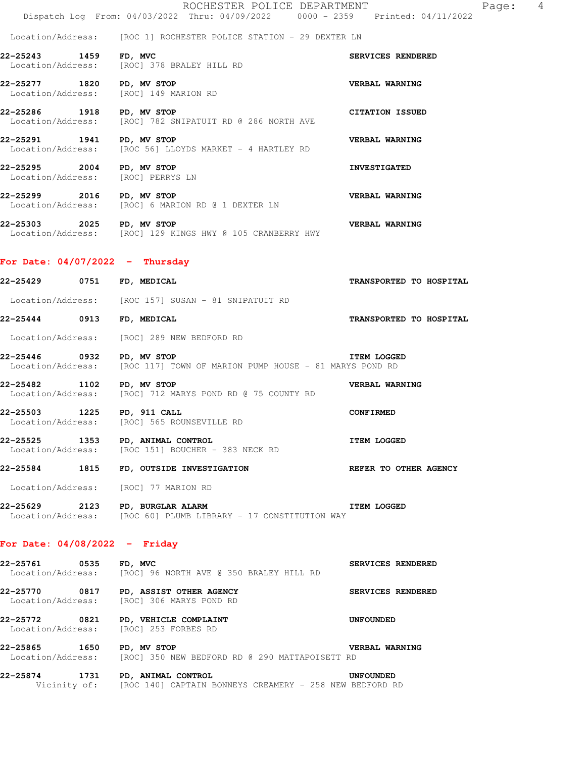Location/Address: [ROC 1] ROCHESTER POLICE STATION - 29 DEXTER LN

**22-25243 1459 FD, MVC** — **SERVICES RENDERED**
Location/Address: [ROC] 378 BRALEY HILL RD

**22-25277 1820 PD, MV STOP** — **VERBAL WARNING**
Location/Address: [ROC] 149 MARION RD

**22-25286 1918 PD, MV STOP** — **CITATION ISSUED**
Location/Address: [ROC] 782 SNIPATUIT RD @ 286 NORTH AVE

**22-25291 1941 PD, MV STOP** — **VERBAL WARNING**
Location/Address: [ROC 56] LLOYDS MARKET - 4 HARTLEY RD

**22-25295 2004 PD, MV STOP** — **INVESTIGATED**
Location/Address: [ROC] PERRYS LN

**22-25299 2016 PD, MV STOP** — **VERBAL WARNING**
Location/Address: [ROC] 6 MARION RD @ 1 DEXTER LN

**22-25303 2025 PD, MV STOP** — **VERBAL WARNING**
Location/Address: [ROC] 129 KINGS HWY @ 105 CRANBERRY HWY

## For Date: 04/07/2022 - Thursday

**22-25429 0751 FD, MEDICAL** — **TRANSPORTED TO HOSPITAL**
Location/Address: [ROC 157] SUSAN - 81 SNIPATUIT RD

**22-25444 0913 FD, MEDICAL** — **TRANSPORTED TO HOSPITAL**
Location/Address: [ROC] 289 NEW BEDFORD RD

**22-25446 0932 PD, MV STOP** — **ITEM LOGGED**
Location/Address: [ROC 117] TOWN OF MARION PUMP HOUSE - 81 MARYS POND RD

**22-25482 1102 PD, MV STOP** — **VERBAL WARNING**
Location/Address: [ROC] 712 MARYS POND RD @ 75 COUNTY RD

**22-25503 1225 PD, 911 CALL** — **CONFIRMED**
Location/Address: [ROC] 565 ROUNSEVILLE RD

**22-25525 1353 PD, ANIMAL CONTROL** — **ITEM LOGGED**
Location/Address: [ROC 151] BOUCHER - 383 NECK RD

**22-25584 1815 FD, OUTSIDE INVESTIGATION** — **REFER TO OTHER AGENCY**
Location/Address: [ROC] 77 MARION RD

**22-25629 2123 PD, BURGLAR ALARM** — **ITEM LOGGED**
Location/Address: [ROC 60] PLUMB LIBRARY - 17 CONSTITUTION WAY

## For Date: 04/08/2022 - Friday

**22-25761 0535 FD, MVC** — **SERVICES RENDERED**
Location/Address: [ROC] 96 NORTH AVE @ 350 BRALEY HILL RD

**22-25770 0817 PD, ASSIST OTHER AGENCY** — **SERVICES RENDERED**
Location/Address: [ROC] 306 MARYS POND RD

**22-25772 0821 PD, VEHICLE COMPLAINT** — **UNFOUNDED**
Location/Address: [ROC] 253 FORBES RD

**22-25865 1650 PD, MV STOP** — **VERBAL WARNING**
Location/Address: [ROC] 350 NEW BEDFORD RD @ 290 MATTAPOISETT RD

**22-25874 1731 PD, ANIMAL CONTROL** — **UNFOUNDED**
Vicinity of: [ROC 140] CAPTAIN BONNEYS CREAMERY - 258 NEW BEDFORD RD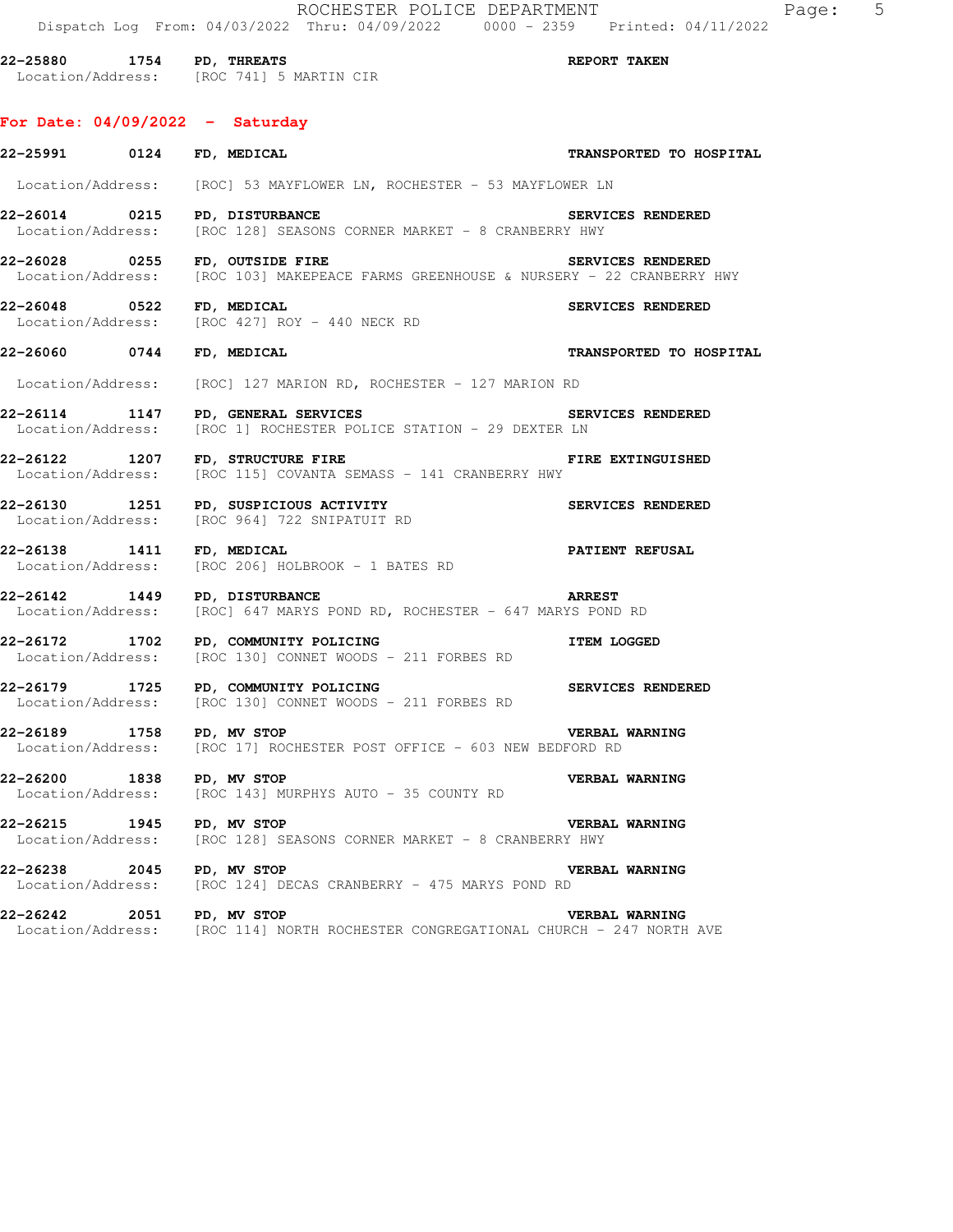22-25880 1754 **PD, THREATS** **REPORT TAKEN**
Location/Address: [ROC 741] 5 MARTIN CIR

## For Date: 04/09/2022 - Saturday

22-25991 0124 **FD, MEDICAL** **TRANSPORTED TO HOSPITAL**
Location/Address: [ROC] 53 MAYFLOWER LN, ROCHESTER - 53 MAYFLOWER LN

22-26014 0215 **PD, DISTURBANCE** **SERVICES RENDERED**
Location/Address: [ROC 128] SEASONS CORNER MARKET - 8 CRANBERRY HWY

22-26028 0255 **FD, OUTSIDE FIRE** **SERVICES RENDERED**
Location/Address: [ROC 103] MAKEPEACE FARMS GREENHOUSE & NURSERY - 22 CRANBERRY HWY

22-26048 0522 **FD, MEDICAL** **SERVICES RENDERED**
Location/Address: [ROC 427] ROY - 440 NECK RD

22-26060 0744 **FD, MEDICAL** **TRANSPORTED TO HOSPITAL**
Location/Address: [ROC] 127 MARION RD, ROCHESTER - 127 MARION RD

22-26114 1147 **PD, GENERAL SERVICES** **SERVICES RENDERED**
Location/Address: [ROC 1] ROCHESTER POLICE STATION - 29 DEXTER LN

22-26122 1207 **FD, STRUCTURE FIRE** **FIRE EXTINGUISHED**
Location/Address: [ROC 115] COVANTA SEMASS - 141 CRANBERRY HWY

22-26130 1251 **PD, SUSPICIOUS ACTIVITY** **SERVICES RENDERED**
Location/Address: [ROC 964] 722 SNIPATUIT RD

22-26138 1411 **FD, MEDICAL** **PATIENT REFUSAL**
Location/Address: [ROC 206] HOLBROOK - 1 BATES RD

22-26142 1449 **PD, DISTURBANCE** **ARREST**
Location/Address: [ROC] 647 MARYS POND RD, ROCHESTER - 647 MARYS POND RD

22-26172 1702 **PD, COMMUNITY POLICING** **ITEM LOGGED**
Location/Address: [ROC 130] CONNET WOODS - 211 FORBES RD

22-26179 1725 **PD, COMMUNITY POLICING** **SERVICES RENDERED**
Location/Address: [ROC 130] CONNET WOODS - 211 FORBES RD

22-26189 1758 **PD, MV STOP** **VERBAL WARNING**
Location/Address: [ROC 17] ROCHESTER POST OFFICE - 603 NEW BEDFORD RD

22-26200 1838 **PD, MV STOP** **VERBAL WARNING**
Location/Address: [ROC 143] MURPHYS AUTO - 35 COUNTY RD

22-26215 1945 **PD, MV STOP** **VERBAL WARNING**
Location/Address: [ROC 128] SEASONS CORNER MARKET - 8 CRANBERRY HWY

22-26238 2045 **PD, MV STOP** **VERBAL WARNING**
Location/Address: [ROC 124] DECAS CRANBERRY - 475 MARYS POND RD

22-26242 2051 **PD, MV STOP** **VERBAL WARNING**
Location/Address: [ROC 114] NORTH ROCHESTER CONGREGATIONAL CHURCH - 247 NORTH AVE